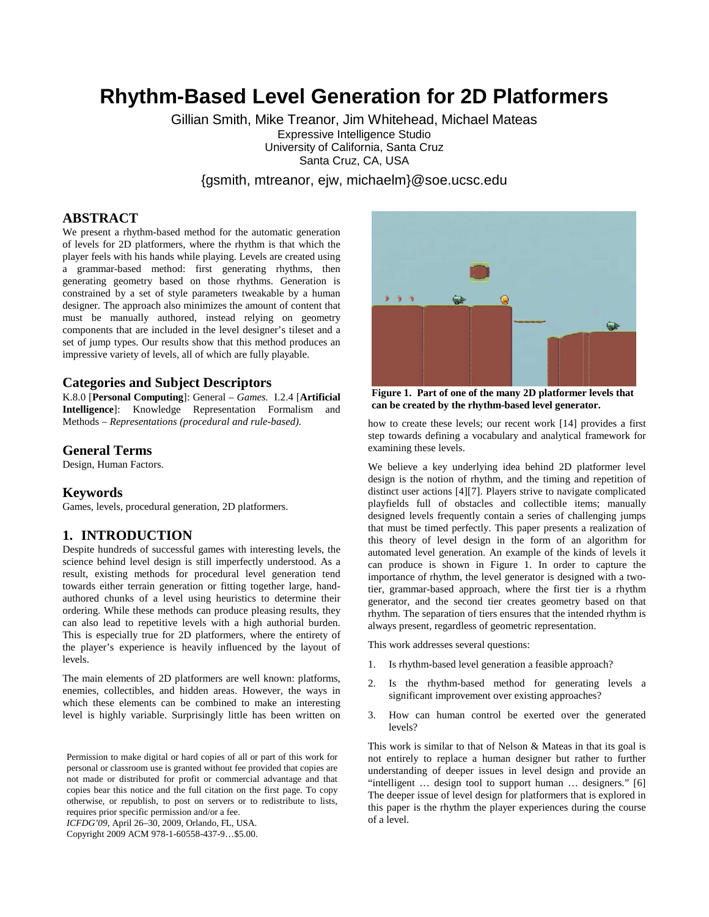# Rhythm-Based Level Generation for 2D Platformers

Gillian Smith, Mike Treanor, Jim Whitehead, Michael Mateas
Expressive Intelligence Studio
University of California, Santa Cruz
Santa Cruz, CA, USA

{gsmith, mtreanor, ejw, michaelm}@soe.ucsc.edu

## ABSTRACT

We present a rhythm-based method for the automatic generation of levels for 2D platformers, where the rhythm is that which the player feels with his hands while playing. Levels are created using a grammar-based method: first generating rhythms, then generating geometry based on those rhythms. Generation is constrained by a set of style parameters tweakable by a human designer. The approach also minimizes the amount of content that must be manually authored, instead relying on geometry components that are included in the level designer's tileset and a set of jump types. Our results show that this method produces an impressive variety of levels, all of which are fully playable.

## Categories and Subject Descriptors

K.8.0 [**Personal Computing**]: General – *Games.* I.2.4 [**Artificial Intelligence**]: Knowledge Representation Formalism and Methods – *Representations (procedural and rule-based).*

## General Terms

Design, Human Factors.

## Keywords

Games, levels, procedural generation, 2D platformers.

## 1. INTRODUCTION

Despite hundreds of successful games with interesting levels, the science behind level design is still imperfectly understood. As a result, existing methods for procedural level generation tend towards either terrain generation or fitting together large, hand-authored chunks of a level using heuristics to determine their ordering. While these methods can produce pleasing results, they can also lead to repetitive levels with a high authorial burden. This is especially true for 2D platformers, where the entirety of the player's experience is heavily influenced by the layout of levels.

The main elements of 2D platformers are well known: platforms, enemies, collectibles, and hidden areas. However, the ways in which these elements can be combined to make an interesting level is highly variable. Surprisingly little has been written on how to create these levels; our recent work [14] provides a first step towards defining a vocabulary and analytical framework for examining these levels.

**Figure 1. Part of one of the many 2D platformer levels that can be created by the rhythm-based level generator.**

We believe a key underlying idea behind 2D platformer level design is the notion of rhythm, and the timing and repetition of distinct user actions [4][7]. Players strive to navigate complicated playfields full of obstacles and collectible items; manually designed levels frequently contain a series of challenging jumps that must be timed perfectly. This paper presents a realization of this theory of level design in the form of an algorithm for automated level generation. An example of the kinds of levels it can produce is shown in Figure 1. In order to capture the importance of rhythm, the level generator is designed with a two-tier, grammar-based approach, where the first tier is a rhythm generator, and the second tier creates geometry based on that rhythm. The separation of tiers ensures that the intended rhythm is always present, regardless of geometric representation.

This work addresses several questions:

1. Is rhythm-based level generation a feasible approach?
2. Is the rhythm-based method for generating levels a significant improvement over existing approaches?
3. How can human control be exerted over the generated levels?

This work is similar to that of Nelson & Mateas in that its goal is not entirely to replace a human designer but rather to further understanding of deeper issues in level design and provide an "intelligent … design tool to support human … designers." [6] The deeper issue of level design for platformers that is explored in this paper is the rhythm the player experiences during the course of a level.

Permission to make digital or hard copies of all or part of this work for personal or classroom use is granted without fee provided that copies are not made or distributed for profit or commercial advantage and that copies bear this notice and the full citation on the first page. To copy otherwise, or republish, to post on servers or to redistribute to lists, requires prior specific permission and/or a fee.
*ICFDG'09*, April 26–30, 2009, Orlando, FL, USA.
Copyright 2009 ACM 978-1-60558-437-9…$5.00.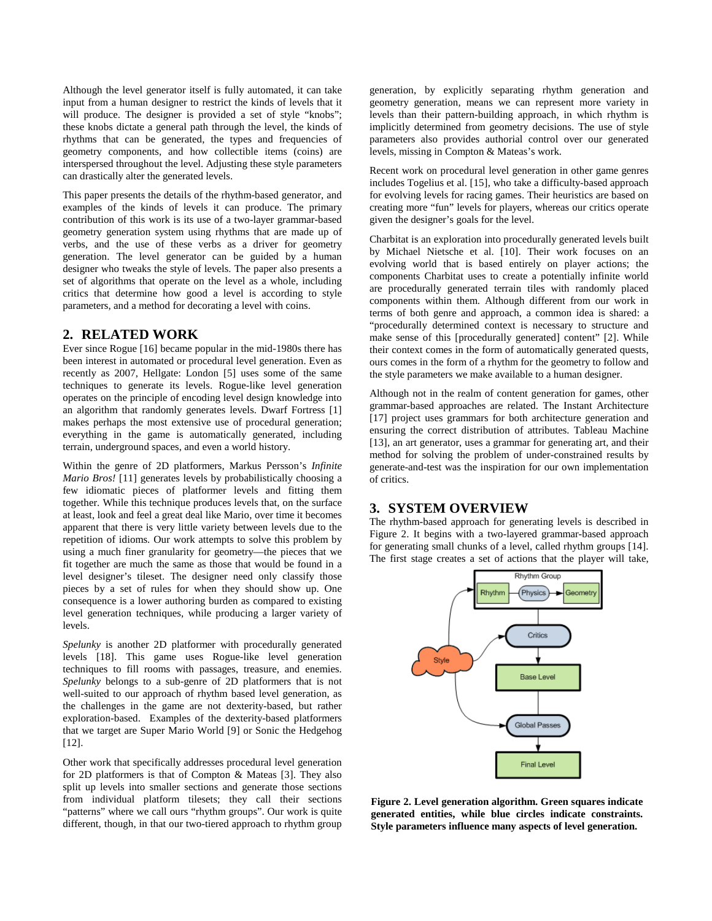Although the level generator itself is fully automated, it can take input from a human designer to restrict the kinds of levels that it will produce. The designer is provided a set of style "knobs"; these knobs dictate a general path through the level, the kinds of rhythms that can be generated, the types and frequencies of geometry components, and how collectible items (coins) are interspersed throughout the level. Adjusting these style parameters can drastically alter the generated levels.

This paper presents the details of the rhythm-based generator, and examples of the kinds of levels it can produce. The primary contribution of this work is its use of a two-layer grammar-based geometry generation system using rhythms that are made up of verbs, and the use of these verbs as a driver for geometry generation. The level generator can be guided by a human designer who tweaks the style of levels. The paper also presents a set of algorithms that operate on the level as a whole, including critics that determine how good a level is according to style parameters, and a method for decorating a level with coins.

## 2. RELATED WORK

Ever since Rogue [16] became popular in the mid-1980s there has been interest in automated or procedural level generation. Even as recently as 2007, Hellgate: London [5] uses some of the same techniques to generate its levels. Rogue-like level generation operates on the principle of encoding level design knowledge into an algorithm that randomly generates levels. Dwarf Fortress [1] makes perhaps the most extensive use of procedural generation; everything in the game is automatically generated, including terrain, underground spaces, and even a world history.

Within the genre of 2D platformers, Markus Persson's *Infinite Mario Bros!* [11] generates levels by probabilistically choosing a few idiomatic pieces of platformer levels and fitting them together. While this technique produces levels that, on the surface at least, look and feel a great deal like Mario, over time it becomes apparent that there is very little variety between levels due to the repetition of idioms. Our work attempts to solve this problem by using a much finer granularity for geometry—the pieces that we fit together are much the same as those that would be found in a level designer's tileset. The designer need only classify those pieces by a set of rules for when they should show up. One consequence is a lower authoring burden as compared to existing level generation techniques, while producing a larger variety of levels.

*Spelunky* is another 2D platformer with procedurally generated levels [18]. This game uses Rogue-like level generation techniques to fill rooms with passages, treasure, and enemies. *Spelunky* belongs to a sub-genre of 2D platformers that is not well-suited to our approach of rhythm based level generation, as the challenges in the game are not dexterity-based, but rather exploration-based. Examples of the dexterity-based platformers that we target are Super Mario World [9] or Sonic the Hedgehog [12].

Other work that specifically addresses procedural level generation for 2D platformers is that of Compton & Mateas [3]. They also split up levels into smaller sections and generate those sections from individual platform tilesets; they call their sections "patterns" where we call ours "rhythm groups". Our work is quite different, though, in that our two-tiered approach to rhythm group generation, by explicitly separating rhythm generation and geometry generation, means we can represent more variety in levels than their pattern-building approach, in which rhythm is implicitly determined from geometry decisions. The use of style parameters also provides authorial control over our generated levels, missing in Compton & Mateas's work.

Recent work on procedural level generation in other game genres includes Togelius et al. [15], who take a difficulty-based approach for evolving levels for racing games. Their heuristics are based on creating more "fun" levels for players, whereas our critics operate given the designer's goals for the level.

Charbitat is an exploration into procedurally generated levels built by Michael Nietsche et al. [10]. Their work focuses on an evolving world that is based entirely on player actions; the components Charbitat uses to create a potentially infinite world are procedurally generated terrain tiles with randomly placed components within them. Although different from our work in terms of both genre and approach, a common idea is shared: a "procedurally determined context is necessary to structure and make sense of this [procedurally generated] content" [2]. While their context comes in the form of automatically generated quests, ours comes in the form of a rhythm for the geometry to follow and the style parameters we make available to a human designer.

Although not in the realm of content generation for games, other grammar-based approaches are related. The Instant Architecture [17] project uses grammars for both architecture generation and ensuring the correct distribution of attributes. Tableau Machine [13], an art generator, uses a grammar for generating art, and their method for solving the problem of under-constrained results by generate-and-test was the inspiration for our own implementation of critics.

## 3. SYSTEM OVERVIEW

The rhythm-based approach for generating levels is described in Figure 2. It begins with a two-layered grammar-based approach for generating small chunks of a level, called rhythm groups [14]. The first stage creates a set of actions that the player will take,

**Figure 2. Level generation algorithm. Green squares indicate generated entities, while blue circles indicate constraints. Style parameters influence many aspects of level generation.**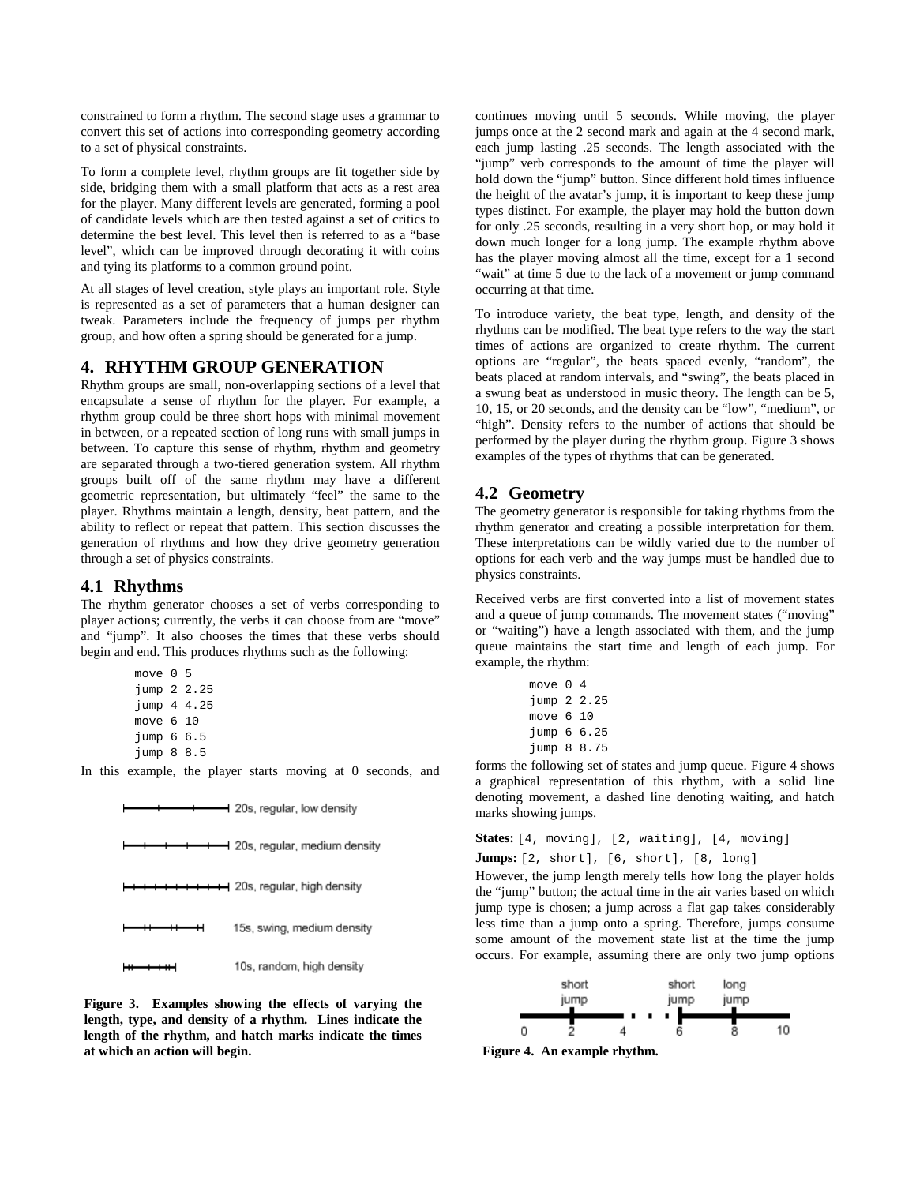constrained to form a rhythm. The second stage uses a grammar to convert this set of actions into corresponding geometry according to a set of physical constraints.

To form a complete level, rhythm groups are fit together side by side, bridging them with a small platform that acts as a rest area for the player. Many different levels are generated, forming a pool of candidate levels which are then tested against a set of critics to determine the best level. This level then is referred to as a "base level", which can be improved through decorating it with coins and tying its platforms to a common ground point.

At all stages of level creation, style plays an important role. Style is represented as a set of parameters that a human designer can tweak. Parameters include the frequency of jumps per rhythm group, and how often a spring should be generated for a jump.

## 4. RHYTHM GROUP GENERATION

Rhythm groups are small, non-overlapping sections of a level that encapsulate a sense of rhythm for the player. For example, a rhythm group could be three short hops with minimal movement in between, or a repeated section of long runs with small jumps in between. To capture this sense of rhythm, rhythm and geometry are separated through a two-tiered generation system. All rhythm groups built off of the same rhythm may have a different geometric representation, but ultimately "feel" the same to the player. Rhythms maintain a length, density, beat pattern, and the ability to reflect or repeat that pattern. This section discusses the generation of rhythms and how they drive geometry generation through a set of physics constraints.

### 4.1 Rhythms

The rhythm generator chooses a set of verbs corresponding to player actions; currently, the verbs it can choose from are "move" and "jump". It also chooses the times that these verbs should begin and end. This produces rhythms such as the following:

```
move 0 5
jump 2 2.25
jump 4 4.25
move 6 10
jump 6 6.5
jump 8 8.5
```

In this example, the player starts moving at 0 seconds, and continues moving until 5 seconds. While moving, the player jumps once at the 2 second mark and again at the 4 second mark, each jump lasting .25 seconds. The length associated with the "jump" verb corresponds to the amount of time the player will hold down the "jump" button. Since different hold times influence the height of the avatar's jump, it is important to keep these jump types distinct. For example, the player may hold the button down for only .25 seconds, resulting in a very short hop, or may hold it down much longer for a long jump. The example rhythm above has the player moving almost all the time, except for a 1 second "wait" at time 5 due to the lack of a movement or jump command occurring at that time.

To introduce variety, the beat type, length, and density of the rhythms can be modified. The beat type refers to the way the start times of actions are organized to create rhythm. The current options are "regular", the beats spaced evenly, "random", the beats placed at random intervals, and "swing", the beats placed in a swung beat as understood in music theory. The length can be 5, 10, 15, or 20 seconds, and the density can be "low", "medium", or "high". Density refers to the number of actions that should be performed by the player during the rhythm group. Figure 3 shows examples of the types of rhythms that can be generated.

20s, regular, low density

20s, regular, medium density

20s, regular, high density

15s, swing, medium density

10s, random, high density

**Figure 3. Examples showing the effects of varying the length, type, and density of a rhythm. Lines indicate the length of the rhythm, and hatch marks indicate the times at which an action will begin.**

### 4.2 Geometry

The geometry generator is responsible for taking rhythms from the rhythm generator and creating a possible interpretation for them. These interpretations can be wildly varied due to the number of options for each verb and the way jumps must be handled due to physics constraints.

Received verbs are first converted into a list of movement states and a queue of jump commands. The movement states ("moving" or "waiting") have a length associated with them, and the jump queue maintains the start time and length of each jump. For example, the rhythm:

```
move 0 4
jump 2 2.25
move 6 10
jump 6 6.25
jump 8 8.75
```

forms the following set of states and jump queue. Figure 4 shows a graphical representation of this rhythm, with a solid line denoting movement, a dashed line denoting waiting, and hatch marks showing jumps.

**States:** `[4, moving], [2, waiting], [4, moving]`

**Jumps:** `[2, short], [6, short], [8, long]`

However, the jump length merely tells how long the player holds the "jump" button; the actual time in the air varies based on which jump type is chosen; a jump across a flat gap takes considerably less time than a jump onto a spring. Therefore, jumps consume some amount of the movement state list at the time the jump occurs. For example, assuming there are only two jump options

short jump   short jump   long jump

0   2   4   6   8   10

**Figure 4. An example rhythm.**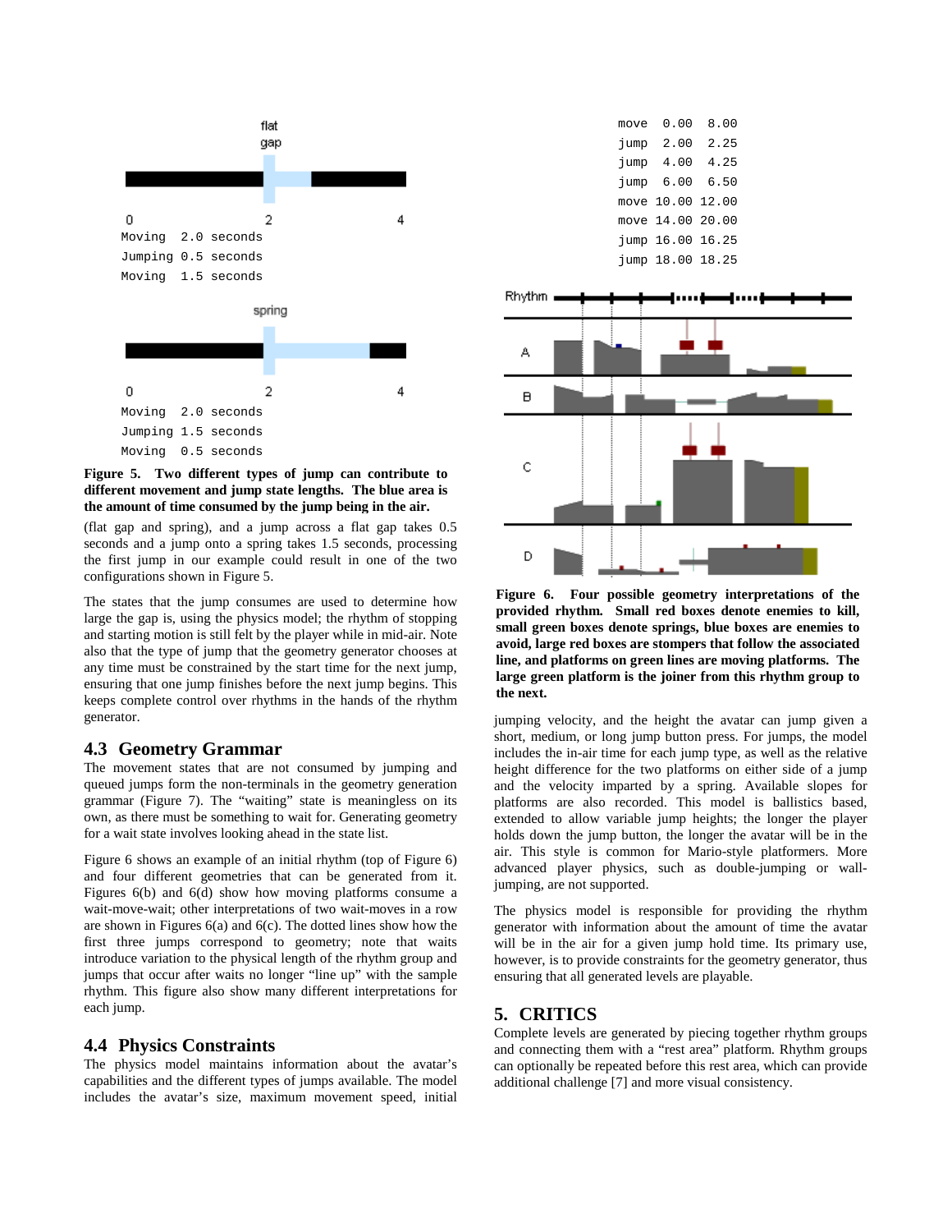```
flat
gap

0         2         4
Moving  2.0 seconds
Jumping 0.5 seconds
Moving  1.5 seconds
```

```
spring

0         2         4
Moving  2.0 seconds
Jumping 1.5 seconds
Moving  0.5 seconds
```

**Figure 5. Two different types of jump can contribute to different movement and jump state lengths. The blue area is the amount of time consumed by the jump being in the air.**

(flat gap and spring), and a jump across a flat gap takes 0.5 seconds and a jump onto a spring takes 1.5 seconds, processing the first jump in our example could result in one of the two configurations shown in Figure 5.

The states that the jump consumes are used to determine how large the gap is, using the physics model; the rhythm of stopping and starting motion is still felt by the player while in mid-air. Note also that the type of jump that the geometry generator chooses at any time must be constrained by the start time for the next jump, ensuring that one jump finishes before the next jump begins. This keeps complete control over rhythms in the hands of the rhythm generator.

## 4.3 Geometry Grammar

The movement states that are not consumed by jumping and queued jumps form the non-terminals in the geometry generation grammar (Figure 7). The "waiting" state is meaningless on its own, as there must be something to wait for. Generating geometry for a wait state involves looking ahead in the state list.

Figure 6 shows an example of an initial rhythm (top of Figure 6) and four different geometries that can be generated from it. Figures 6(b) and 6(d) show how moving platforms consume a wait-move-wait; other interpretations of two wait-moves in a row are shown in Figures 6(a) and 6(c). The dotted lines show how the first three jumps correspond to geometry; note that waits introduce variation to the physical length of the rhythm group and jumps that occur after waits no longer "line up" with the sample rhythm. This figure also show many different interpretations for each jump.

## 4.4 Physics Constraints

The physics model maintains information about the avatar's capabilities and the different types of jumps available. The model includes the avatar's size, maximum movement speed, initial jumping velocity, and the height the avatar can jump given a short, medium, or long jump button press. For jumps, the model includes the in-air time for each jump type, as well as the relative height difference for the two platforms on either side of a jump and the velocity imparted by a spring. Available slopes for platforms are also recorded. This model is ballistics based, extended to allow variable jump heights; the longer the player holds down the jump button, the longer the avatar will be in the air. This style is common for Mario-style platformers. More advanced player physics, such as double-jumping or wall-jumping, are not supported.

```
move   0.00   8.00
jump   2.00   2.25
jump   4.00   4.25
jump   6.00   6.50
move  10.00  12.00
move  14.00  20.00
jump  16.00  16.25
jump  18.00  18.25
```

**Figure 6. Four possible geometry interpretations of the provided rhythm. Small red boxes denote enemies to kill, small green boxes denote springs, blue boxes are enemies to avoid, large red boxes are stompers that follow the associated line, and platforms on green lines are moving platforms. The large green platform is the joiner from this rhythm group to the next.**

The physics model is responsible for providing the rhythm generator with information about the amount of time that the avatar will be in the air for a given jump hold time. Its primary use, however, is to provide constraints for the geometry generator, thus ensuring that all generated levels are playable.

# 5. CRITICS

Complete levels are generated by piecing together rhythm groups and connecting them with a "rest area" platform. Rhythm groups can optionally be repeated before this rest area, which can provide additional challenge [7] and more visual consistency.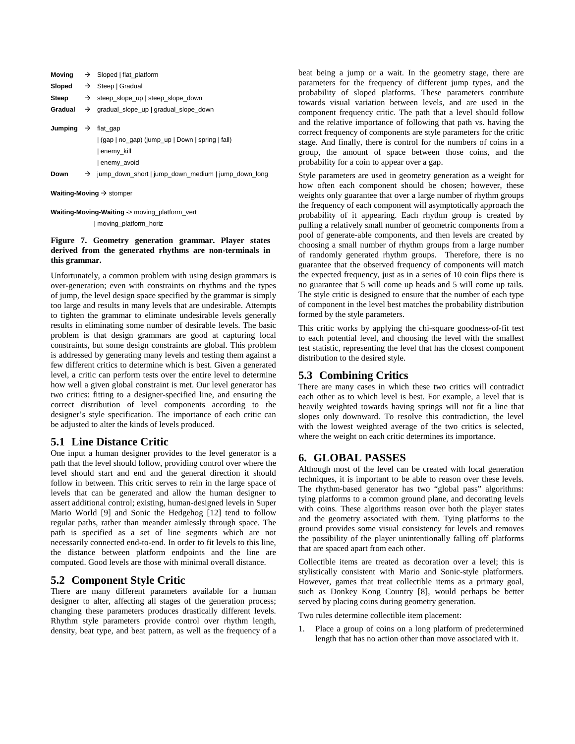```
Moving   → Sloped | flat_platform
Sloped   → Steep | Gradual
Steep    → steep_slope_up | steep_slope_down
Gradual  → gradual_slope_up | gradual_slope_down

Jumping  → flat_gap
           | (gap | no_gap) (jump_up | Down | spring | fall)
           | enemy_kill
           | enemy_avoid
Down     → jump_down_short | jump_down_medium | jump_down_long

Waiting-Moving → stomper

Waiting-Moving-Waiting -> moving_platform_vert
           | moving_platform_horiz
```

**Figure 7. Geometry generation grammar. Player states derived from the generated rhythms are non-terminals in this grammar.**

Unfortunately, a common problem with using design grammars is over-generation; even with constraints on rhythms and the types of jump, the level design space specified by the grammar is simply too large and results in many levels that are undesirable. Attempts to tighten the grammar to eliminate undesirable levels generally results in eliminating some number of desirable levels. The basic problem is that design grammars are good at capturing local constraints, but some design constraints are global. This problem is addressed by generating many levels and testing them against a few different critics to determine which is best. Given a generated level, a critic can perform tests over the entire level to determine how well a given global constraint is met. Our level generator has two critics: fitting to a designer-specified line, and ensuring the correct distribution of level components according to the designer's style specification. The importance of each critic can be adjusted to alter the kinds of levels produced.

## 5.1 Line Distance Critic

One input a human designer provides to the level generator is a path that the level should follow, providing control over where the level should start and end and the general direction it should follow in between. This critic serves to rein in the large space of levels that can be generated and allow the human designer to assert additional control; existing, human-designed levels in Super Mario World [9] and Sonic the Hedgehog [12] tend to follow regular paths, rather than meander aimlessly through space. The path is specified as a set of line segments which are not necessarily connected end-to-end. In order to fit levels to this line, the distance between platform endpoints and the line are computed. Good levels are those with minimal overall distance.

## 5.2 Component Style Critic

There are many different parameters available for a human designer to alter, affecting all stages of the generation process; changing these parameters produces drastically different levels. Rhythm style parameters provide control over rhythm length, density, beat type, and beat pattern, as well as the frequency of a beat being a jump or a wait. In the geometry stage, there are parameters for the frequency of different jump types, and the probability of sloped platforms. These parameters contribute towards visual variation between levels, and are used in the component frequency critic. The path that a level should follow and the relative importance of following that path vs. having the correct frequency of components are style parameters for the critic stage. And finally, there is control for the numbers of coins in a group, the amount of space between those coins, and the probability for a coin to appear over a gap.

Style parameters are used in geometry generation as a weight for how often each component should be chosen; however, these weights only guarantee that over a large number of rhythm groups the frequency of each component will asymptotically approach the probability of it appearing. Each rhythm group is created by pulling a relatively small number of geometric components from a pool of generate-able components, and then levels are created by choosing a small number of rhythm groups from a large number of randomly generated rhythm groups. Therefore, there is no guarantee that the observed frequency of components will match the expected frequency, just as in a series of 10 coin flips there is no guarantee that 5 will come up heads and 5 will come up tails. The style critic is designed to ensure that the number of each type of component in the level best matches the probability distribution formed by the style parameters.

This critic works by applying the chi-square goodness-of-fit test to each potential level, and choosing the level with the smallest test statistic, representing the level that has the closest component distribution to the desired style.

## 5.3 Combining Critics

There are many cases in which these two critics will contradict each other as to which level is best. For example, a level that is heavily weighted towards having springs will not fit a line that slopes only downward. To resolve this contradiction, the level with the lowest weighted average of the two critics is selected, where the weight on each critic determines its importance.

# 6. GLOBAL PASSES

Although most of the level can be created with local generation techniques, it is important to be able to reason over these levels. The rhythm-based generator has two "global pass" algorithms: tying platforms to a common ground plane, and decorating levels with coins. These algorithms reason over both the player states and the geometry associated with them. Tying platforms to the ground provides some visual consistency for levels and removes the possibility of the player unintentionally falling off platforms that are spaced apart from each other.

Collectible items are treated as decoration over a level; this is stylistically consistent with Mario and Sonic-style platformers. However, games that treat collectible items as a primary goal, such as Donkey Kong Country [8], would perhaps be better served by placing coins during geometry generation.

Two rules determine collectible item placement:

1. Place a group of coins on a long platform of predetermined length that has no action other than move associated with it.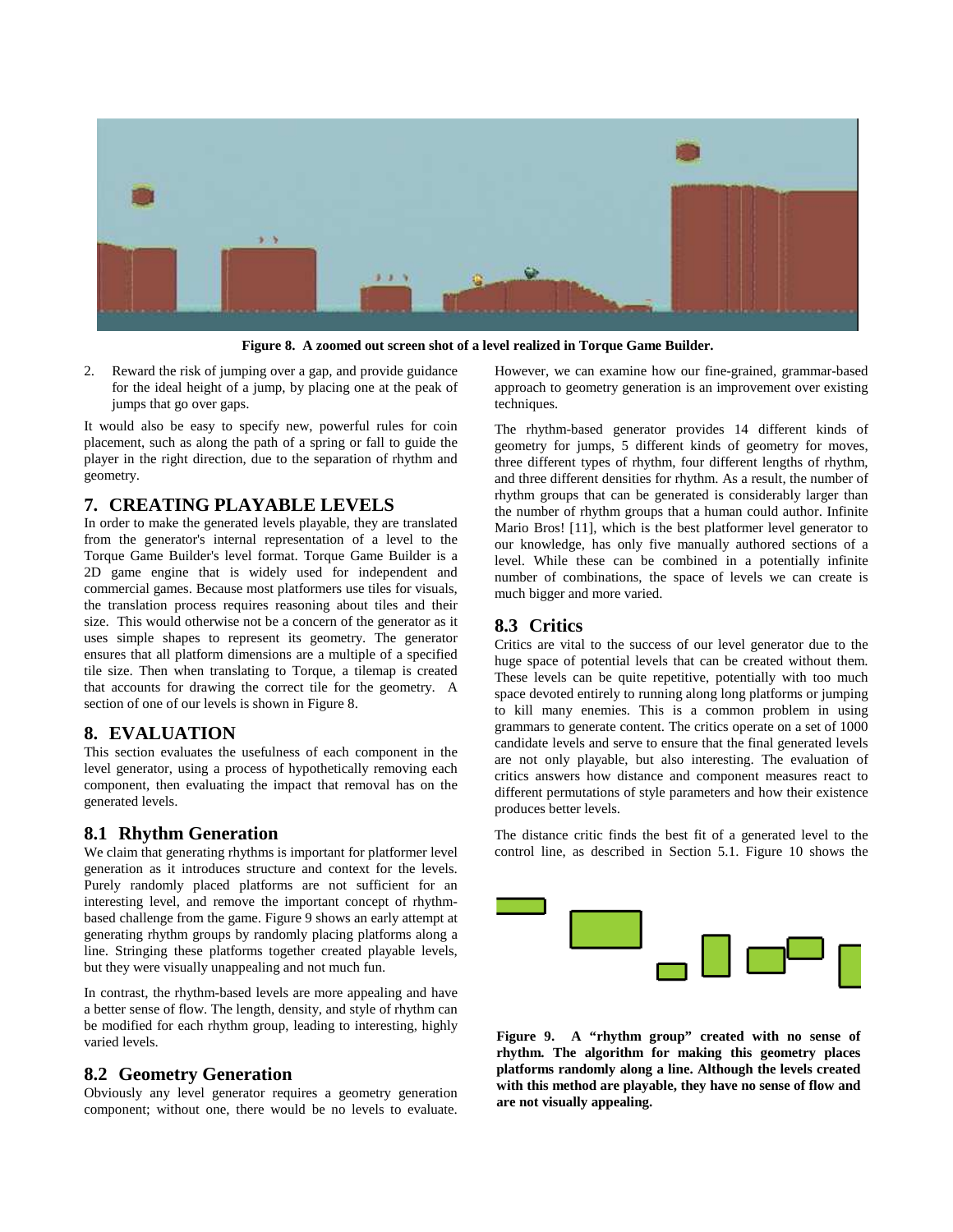Figure 8. A zoomed out screen shot of a level realized in Torque Game Builder.

2. Reward the risk of jumping over a gap, and provide guidance for the ideal height of a jump, by placing one at the peak of jumps that go over gaps.

It would also be easy to specify new, powerful rules for coin placement, such as along the path of a spring or fall to guide the player in the right direction, due to the separation of rhythm and geometry.

## 7. CREATING PLAYABLE LEVELS

In order to make the generated levels playable, they are translated from the generator's internal representation of a level to the Torque Game Builder's level format. Torque Game Builder is a 2D game engine that is widely used for independent and commercial games. Because most platformers use tiles for visuals, the translation process requires reasoning about tiles and their size. This would otherwise not be a concern of the generator as it uses simple shapes to represent its geometry. The generator ensures that all platform dimensions are a multiple of a specified tile size. Then when translating to Torque, a tilemap is created that accounts for drawing the correct tile for the geometry. A section of one of our levels is shown in Figure 8.

## 8. EVALUATION

This section evaluates the usefulness of each component in the level generator, using a process of hypothetically removing each component, then evaluating the impact that removal has on the generated levels.

### 8.1 Rhythm Generation

We claim that generating rhythms is important for platformer level generation as it introduces structure and context for the levels. Purely randomly placed platforms are not sufficient for an interesting level, and remove the important concept of rhythm-based challenge from the game. Figure 9 shows an early attempt at generating rhythm groups by randomly placing platforms along a line. Stringing these platforms together created playable levels, but they were visually unappealing and not much fun.

In contrast, the rhythm-based levels are more appealing and have a better sense of flow. The length, density, and style of rhythm can be modified for each rhythm group, leading to interesting, highly varied levels.

### 8.2 Geometry Generation

Obviously any level generator requires a geometry generation component; without one, there would be no levels to evaluate. However, we can examine how our fine-grained, grammar-based approach to geometry generation is an improvement over existing techniques.

The rhythm-based generator provides 14 different kinds of geometry for jumps, 5 different kinds of geometry for moves, three different types of rhythm, four different lengths of rhythm, and three different densities for rhythm. As a result, the number of rhythm groups that can be generated is considerably larger than the number of rhythm groups that a human could author. Infinite Mario Bros! [11], which is the best platformer level generator to our knowledge, has only five manually authored sections of a level. While these can be combined in a potentially infinite number of combinations, the space of levels we can create is much bigger and more varied.

### 8.3 Critics

Critics are vital to the success of our level generator due to the huge space of potential levels that can be created without them. These levels can be quite repetitive, potentially with too much space devoted entirely to running along long platforms or jumping to kill many enemies. This is a common problem in using grammars to generate content. The critics operate on a set of 1000 candidate levels and serve to ensure that the final generated levels are not only playable, but also interesting. The evaluation of critics answers how distance and component measures react to different permutations of style parameters and how their existence produces better levels.

The distance critic finds the best fit of a generated level to the control line, as described in Section 5.1. Figure 10 shows the

**Figure 9. A "rhythm group" created with no sense of rhythm. The algorithm for making this geometry places platforms randomly along a line. Although the levels created with this method are playable, they have no sense of flow and are not visually appealing.**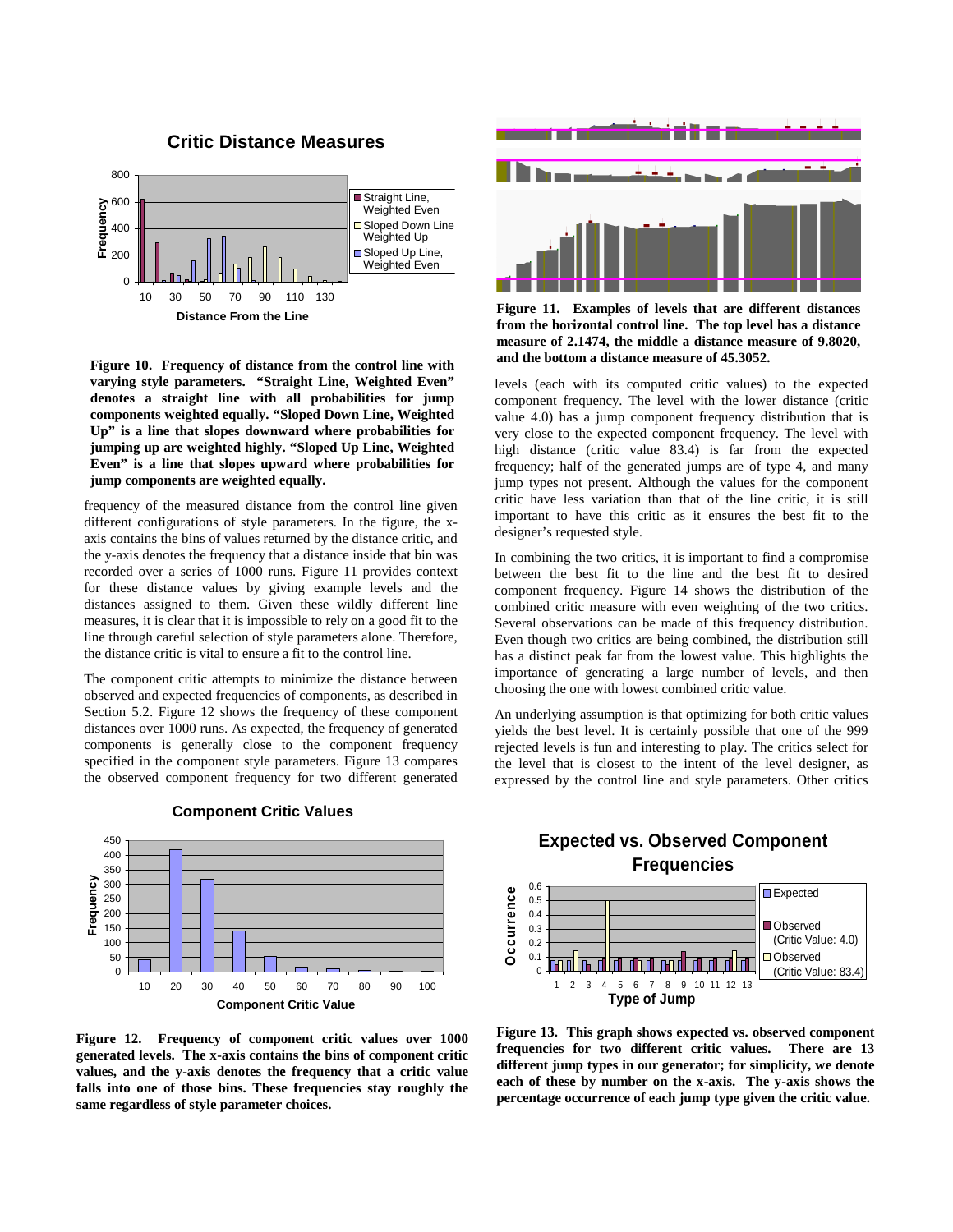**Figure 10. Frequency of distance from the control line with varying style parameters. "Straight Line, Weighted Even" denotes a straight line with all probabilities for jump components weighted equally. "Sloped Down Line, Weighted Up" is a line that slopes downward where probabilities for jumping up are weighted highly. "Sloped Up Line, Weighted Even" is a line that slopes upward where probabilities for jump components are weighted equally.**

frequency of the measured distance from the control line given different configurations of style parameters. In the figure, the x-axis contains the bins of values returned by the distance critic, and the y-axis denotes the frequency that a distance inside that bin was recorded over a series of 1000 runs. Figure 11 provides context for these distance values by giving example levels and the distances assigned to them. Given these wildly different line measures, it is clear that it is impossible to rely on a good fit to the line through careful selection of style parameters alone. Therefore, the distance critic is vital to ensure a fit to the control line.

The component critic attempts to minimize the distance between observed and expected frequencies of components, as described in Section 5.2. Figure 12 shows the frequency of these component distances over 1000 runs. As expected, the frequency of generated components is generally close to the component frequency specified in the component style parameters. Figure 13 compares the observed component frequency for two different generated levels (each with its computed critic values) to the expected component frequency. The level with the lower distance (critic value 4.0) has a jump component frequency distribution that is very close to the expected component frequency. The level with high distance (critic value 83.4) is far from the expected frequency; half of the generated jumps are of type 4, and many jump types not present. Although the values for the component critic have less variation than that of the line critic, it is still important to have this critic as it ensures the best fit to the designer's requested style.

**Figure 12. Frequency of component critic values over 1000 generated levels. The x-axis contains the bins of component critic values, and the y-axis denotes the frequency that a critic value falls into one of those bins. These frequencies stay roughly the same regardless of style parameter choices.**

**Figure 11. Examples of levels that are different distances from the horizontal control line. The top level has a distance measure of 2.1474, the middle a distance measure of 9.8020, and the bottom a distance measure of 45.3052.**

In combining the two critics, it is important to find a compromise between the best fit to the line and the best fit to desired component frequency. Figure 14 shows the distribution of the combined critic measure with even weighting of the two critics. Several observations can be made of this frequency distribution. Even though two critics are being combined, the distribution still has a distinct peak far from the lowest value. This highlights the importance of generating a large number of levels, and then choosing the one with lowest combined critic value.

An underlying assumption is that optimizing for both critic values yields the best level. It is certainly possible that one of the 999 rejected levels is fun and interesting to play. The critics select for the level that is closest to the intent of the level designer, as expressed by the control line and style parameters. Other critics

**Figure 13. This graph shows expected vs. observed component frequencies for two different critic values. There are 13 different jump types in our generator; for simplicity, we denote each of these by number on the x-axis. The y-axis shows the percentage occurrence of each jump type given the critic value.**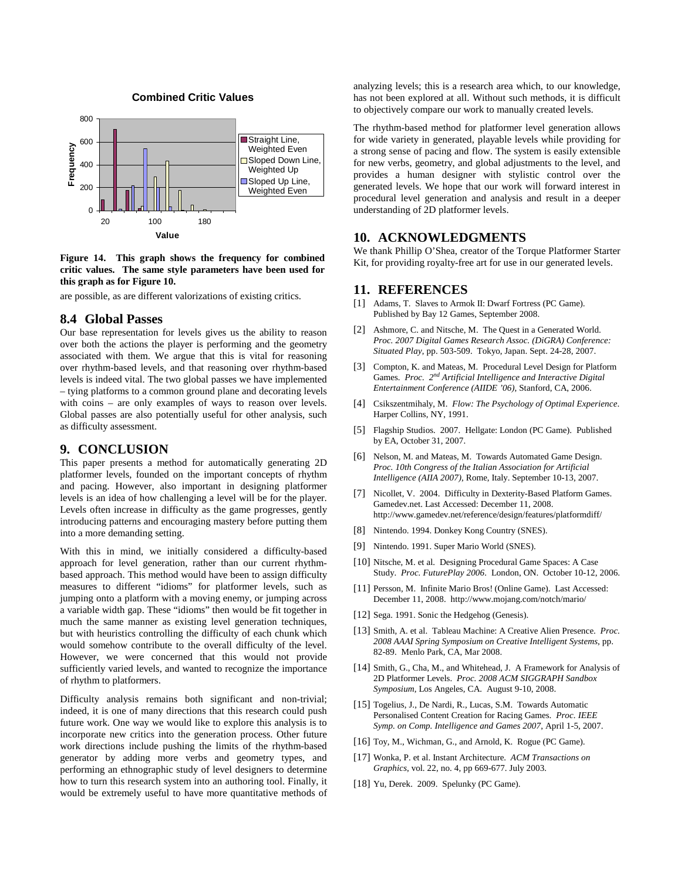**Combined Critic Values**

800
600
400
200
0

Frequency

20
100
180

Value

Straight Line, Weighted Even
Sloped Down Line, Weighted Up
Sloped Up Line, Weighted Even

**Figure 14. This graph shows the frequency for combined critic values. The same style parameters have been used for this graph as for Figure 10.**

are possible, as are different valorizations of existing critics.

## 8.4 Global Passes

Our base representation for levels gives us the ability to reason over both the actions the player is performing and the geometry associated with them. We argue that this is vital for reasoning over rhythm-based levels, and that reasoning over rhythm-based levels is indeed vital. The two global passes we have implemented – tying platforms to a common ground plane and decorating levels with coins – are only examples of ways to reason over levels. Global passes are also potentially useful for other analysis, such as difficulty assessment.

# 9. CONCLUSION

This paper presents a method for automatically generating 2D platformer levels, founded on the important concepts of rhythm and pacing. However, also important in designing platformer levels is an idea of how challenging a level will be for the player. Levels often increase in difficulty as the game progresses, gently introducing patterns and encouraging mastery before putting them into a more demanding setting.

With this in mind, we initially considered a difficulty-based approach for level generation, rather than our current rhythm-based approach. This method would have been to assign difficulty measures to different "idioms" for platformer levels, such as jumping onto a platform with a moving enemy, or jumping across a variable width gap. These "idioms" then would be fit together in much the same manner as existing level generation techniques, but with heuristics controlling the difficulty of each chunk which would somehow contribute to the overall difficulty of the level. However, we were concerned that this would not provide sufficiently varied levels, and wanted to recognize the importance of rhythm to platformers.

Difficulty analysis remains both significant and non-trivial; indeed, it is one of many directions that this research could push future work. One way we would like to explore this analysis is to incorporate new critics into the generation process. Other future work directions include pushing the limits of the rhythm-based generator by adding more verbs and geometry types, and performing an ethnographic study of level designers to determine how to turn this research system into an authoring tool. Finally, it would be extremely useful to have more quantitative methods of analyzing levels; this is a research area which, to our knowledge, has not been explored at all. Without such methods, it is difficult to objectively compare our work to manually created levels.

The rhythm-based method for platformer level generation allows for wide variety in generated, playable levels while providing for a strong sense of pacing and flow. The system is easily extensible for new verbs, geometry, and global adjustments to the level, and provides a human designer with stylistic control over the generated levels. We hope that our work will forward interest in procedural level generation and analysis and result in a deeper understanding of 2D platformer levels.

# 10. ACKNOWLEDGMENTS

We thank Phillip O'Shea, creator of the Torque Platformer Starter Kit, for providing royalty-free art for use in our generated levels.

# 11. REFERENCES

[1] Adams, T. Slaves to Armok II: Dwarf Fortress (PC Game). Published by Bay 12 Games, September 2008.

[2] Ashmore, C. and Nitsche, M. The Quest in a Generated World. *Proc. 2007 Digital Games Research Assoc. (DiGRA) Conference: Situated Play*, pp. 503-509. Tokyo, Japan. Sept. 24-28, 2007.

[3] Compton, K. and Mateas, M. Procedural Level Design for Platform Games. *Proc. 2nd Artificial Intelligence and Interactive Digital Entertainment Conference (AIIDE '06)*, Stanford, CA, 2006.

[4] Csikszentmihaly, M. *Flow: The Psychology of Optimal Experience*. Harper Collins, NY, 1991.

[5] Flagship Studios. 2007. Hellgate: London (PC Game). Published by EA, October 31, 2007.

[6] Nelson, M. and Mateas, M. Towards Automated Game Design. *Proc. 10th Congress of the Italian Association for Artificial Intelligence (AIIA 2007)*, Rome, Italy. September 10-13, 2007.

[7] Nicollet, V. 2004. Difficulty in Dexterity-Based Platform Games. Gamedev.net. Last Accessed: December 11, 2008. http://www.gamedev.net/reference/design/features/platformdiff/

[8] Nintendo. 1994. Donkey Kong Country (SNES).

[9] Nintendo. 1991. Super Mario World (SNES).

[10] Nitsche, M. et al. Designing Procedural Game Spaces: A Case Study. *Proc. FuturePlay 2006*. London, ON. October 10-12, 2006.

[11] Persson, M. Infinite Mario Bros! (Online Game). Last Accessed: December 11, 2008. http://www.mojang.com/notch/mario/

[12] Sega. 1991. Sonic the Hedgehog (Genesis).

[13] Smith, A. et al. Tableau Machine: A Creative Alien Presence. *Proc. 2008 AAAI Spring Symposium on Creative Intelligent Systems*, pp. 82-89. Menlo Park, CA, Mar 2008.

[14] Smith, G., Cha, M., and Whitehead, J. A Framework for Analysis of 2D Platformer Levels. *Proc. 2008 ACM SIGGRAPH Sandbox Symposium*, Los Angeles, CA. August 9-10, 2008.

[15] Togelius, J., De Nardi, R., Lucas, S.M. Towards Automatic Personalised Content Creation for Racing Games. *Proc. IEEE Symp. on Comp. Intelligence and Games 2007*, April 1-5, 2007.

[16] Toy, M., Wichman, G., and Arnold, K. Rogue (PC Game).

[17] Wonka, P. et al. Instant Architecture. *ACM Transactions on Graphics*, vol. 22, no. 4, pp 669-677. July 2003.

[18] Yu, Derek. 2009. Spelunky (PC Game).